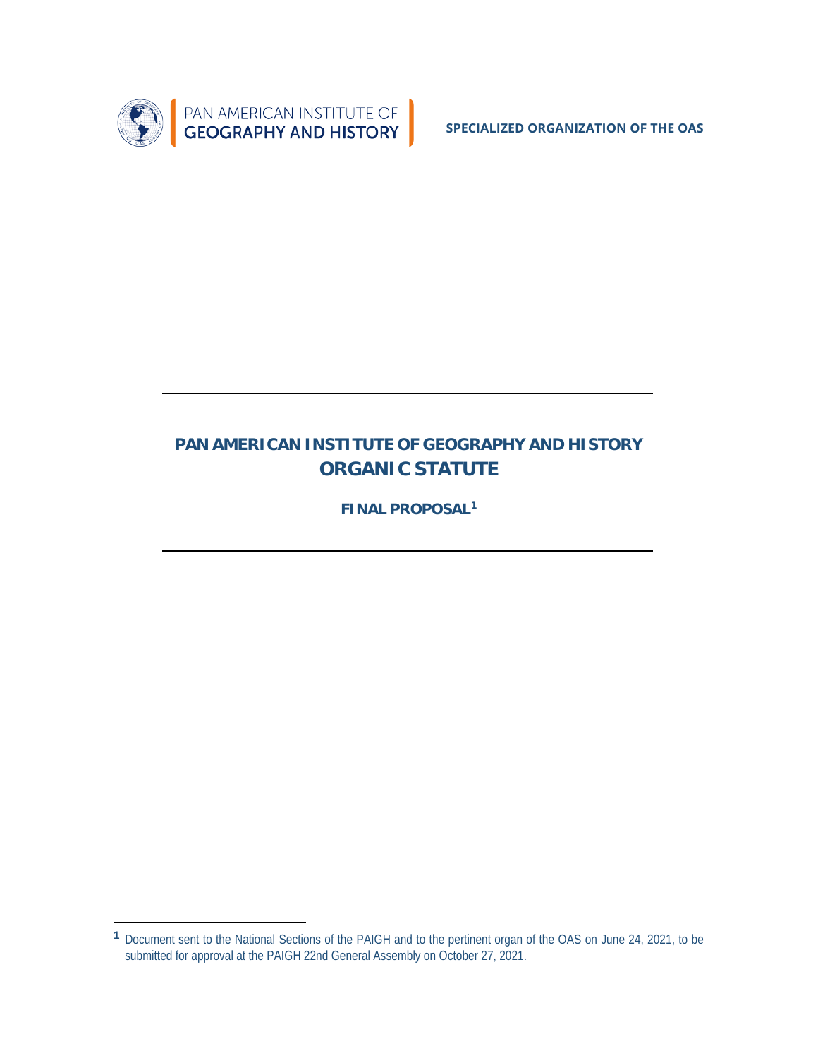PAN AMERICAN INSTITUTE OF GEOGRAPHY AND HISTORY

**SPECIALIZED ORGANIZATION OF THE OAS**

# PAN AMERICAN INSTITUTE OF GEOGRAPHY AND HISTORY
# ORGANIC STATUTE

**FINAL PROPOSAL[1]**

[1] Document sent to the National Sections of the PAIGH and to the pertinent organ of the OAS on June 24, 2021, to be submitted for approval at the PAIGH 22nd General Assembly on October 27, 2021.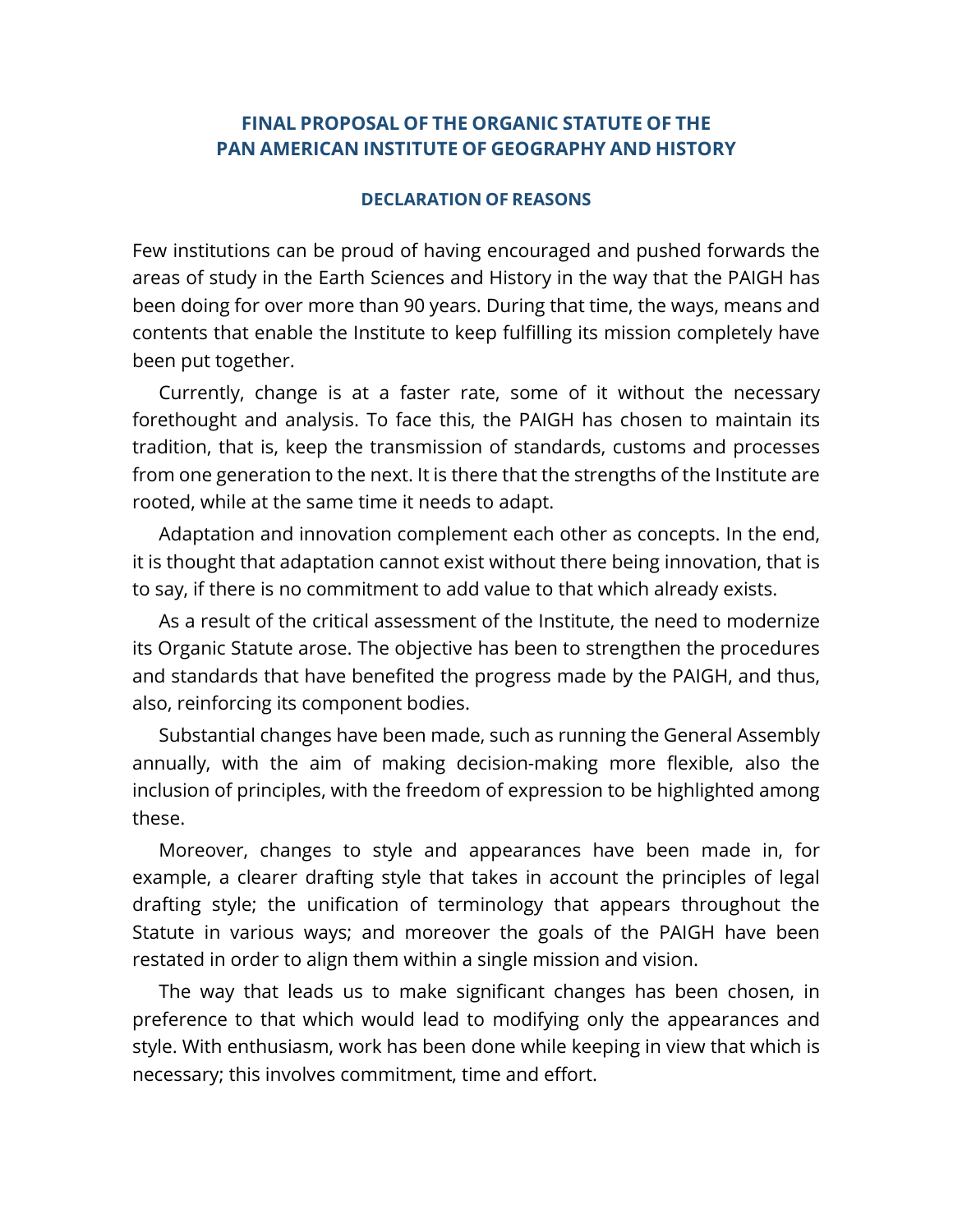## FINAL PROPOSAL OF THE ORGANIC STATUTE OF THE PAN AMERICAN INSTITUTE OF GEOGRAPHY AND HISTORY

### DECLARATION OF REASONS

Few institutions can be proud of having encouraged and pushed forwards the areas of study in the Earth Sciences and History in the way that the PAIGH has been doing for over more than 90 years. During that time, the ways, means and contents that enable the Institute to keep fulfilling its mission completely have been put together.

Currently, change is at a faster rate, some of it without the necessary forethought and analysis. To face this, the PAIGH has chosen to maintain its tradition, that is, keep the transmission of standards, customs and processes from one generation to the next. It is there that the strengths of the Institute are rooted, while at the same time it needs to adapt.

Adaptation and innovation complement each other as concepts. In the end, it is thought that adaptation cannot exist without there being innovation, that is to say, if there is no commitment to add value to that which already exists.

As a result of the critical assessment of the Institute, the need to modernize its Organic Statute arose. The objective has been to strengthen the procedures and standards that have benefited the progress made by the PAIGH, and thus, also, reinforcing its component bodies.

Substantial changes have been made, such as running the General Assembly annually, with the aim of making decision-making more flexible, also the inclusion of principles, with the freedom of expression to be highlighted among these.

Moreover, changes to style and appearances have been made in, for example, a clearer drafting style that takes in account the principles of legal drafting style; the unification of terminology that appears throughout the Statute in various ways; and moreover the goals of the PAIGH have been restated in order to align them within a single mission and vision.

The way that leads us to make significant changes has been chosen, in preference to that which would lead to modifying only the appearances and style. With enthusiasm, work has been done while keeping in view that which is necessary; this involves commitment, time and effort.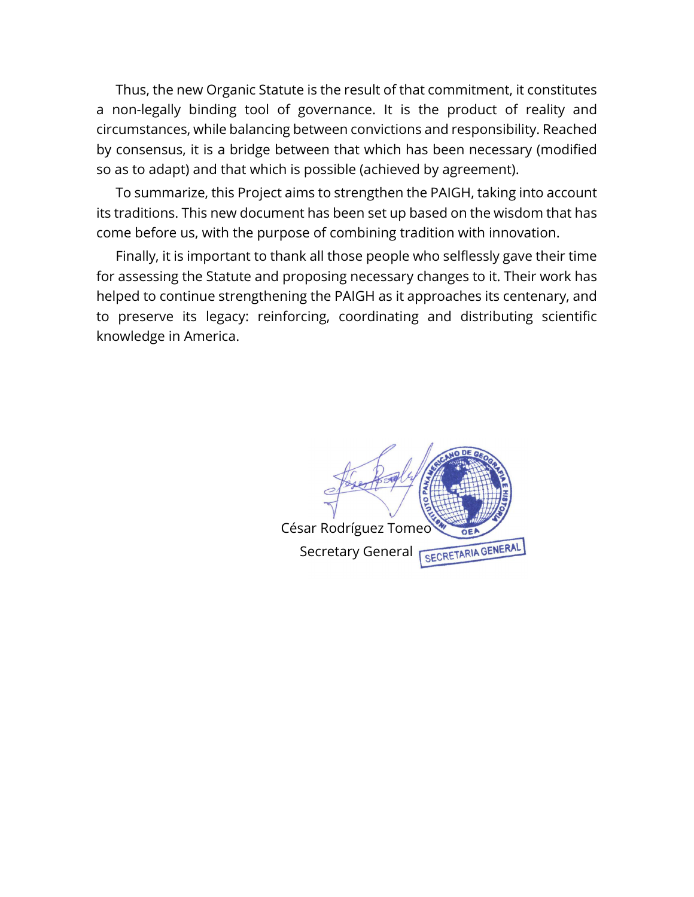Thus, the new Organic Statute is the result of that commitment, it constitutes a non-legally binding tool of governance. It is the product of reality and circumstances, while balancing between convictions and responsibility. Reached by consensus, it is a bridge between that which has been necessary (modified so as to adapt) and that which is possible (achieved by agreement).

To summarize, this Project aims to strengthen the PAIGH, taking into account its traditions. This new document has been set up based on the wisdom that has come before us, with the purpose of combining tradition with innovation.

Finally, it is important to thank all those people who selflessly gave their time for assessing the Statute and proposing necessary changes to it. Their work has helped to continue strengthening the PAIGH as it approaches its centenary, and to preserve its legacy: reinforcing, coordinating and distributing scientific knowledge in America.

César Rodríguez Tomeo
Secretary General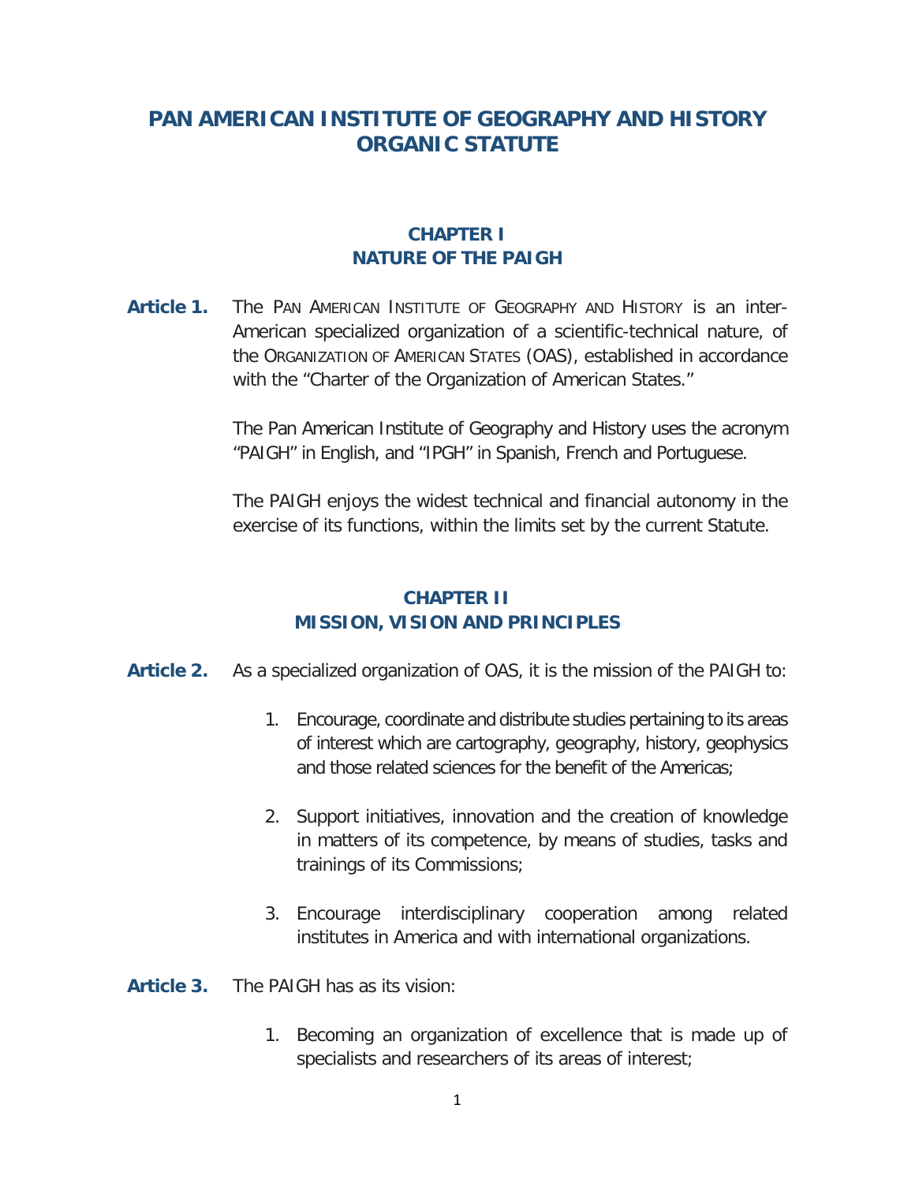# PAN AMERICAN INSTITUTE OF GEOGRAPHY AND HISTORY ORGANIC STATUTE

## CHAPTER I
## NATURE OF THE PAIGH

**Article 1.** The PAN AMERICAN INSTITUTE OF GEOGRAPHY AND HISTORY is an inter-American specialized organization of a scientific-technical nature, of the ORGANIZATION OF AMERICAN STATES (OAS), established in accordance with the "Charter of the Organization of American States."

The Pan American Institute of Geography and History uses the acronym "PAIGH" in English, and "IPGH" in Spanish, French and Portuguese.

The PAIGH enjoys the widest technical and financial autonomy in the exercise of its functions, within the limits set by the current Statute.

## CHAPTER II
## MISSION, VISION AND PRINCIPLES

**Article 2.** As a specialized organization of OAS, it is the mission of the PAIGH to:

1. Encourage, coordinate and distribute studies pertaining to its areas of interest which are cartography, geography, history, geophysics and those related sciences for the benefit of the Americas;

2. Support initiatives, innovation and the creation of knowledge in matters of its competence, by means of studies, tasks and trainings of its Commissions;

3. Encourage interdisciplinary cooperation among related institutes in America and with international organizations.

**Article 3.** The PAIGH has as its vision:

1. Becoming an organization of excellence that is made up of specialists and researchers of its areas of interest;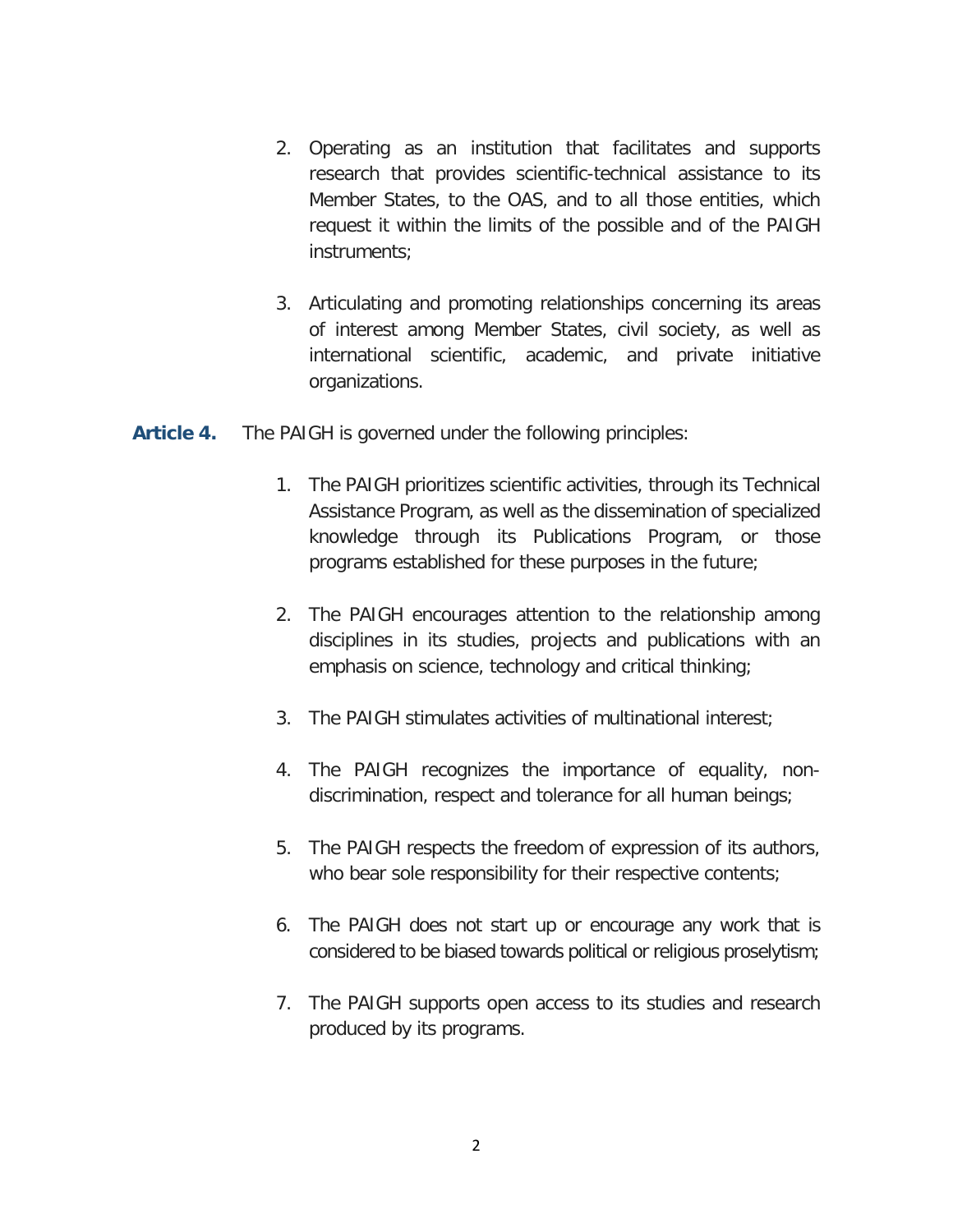2. Operating as an institution that facilitates and supports research that provides scientific-technical assistance to its Member States, to the OAS, and to all those entities, which request it within the limits of the possible and of the PAIGH instruments;

3. Articulating and promoting relationships concerning its areas of interest among Member States, civil society, as well as international scientific, academic, and private initiative organizations.

**Article 4.** The PAIGH is governed under the following principles:

1. The PAIGH prioritizes scientific activities, through its Technical Assistance Program, as well as the dissemination of specialized knowledge through its Publications Program, or those programs established for these purposes in the future;

2. The PAIGH encourages attention to the relationship among disciplines in its studies, projects and publications with an emphasis on science, technology and critical thinking;

3. The PAIGH stimulates activities of multinational interest;

4. The PAIGH recognizes the importance of equality, non-discrimination, respect and tolerance for all human beings;

5. The PAIGH respects the freedom of expression of its authors, who bear sole responsibility for their respective contents;

6. The PAIGH does not start up or encourage any work that is considered to be biased towards political or religious proselytism;

7. The PAIGH supports open access to its studies and research produced by its programs.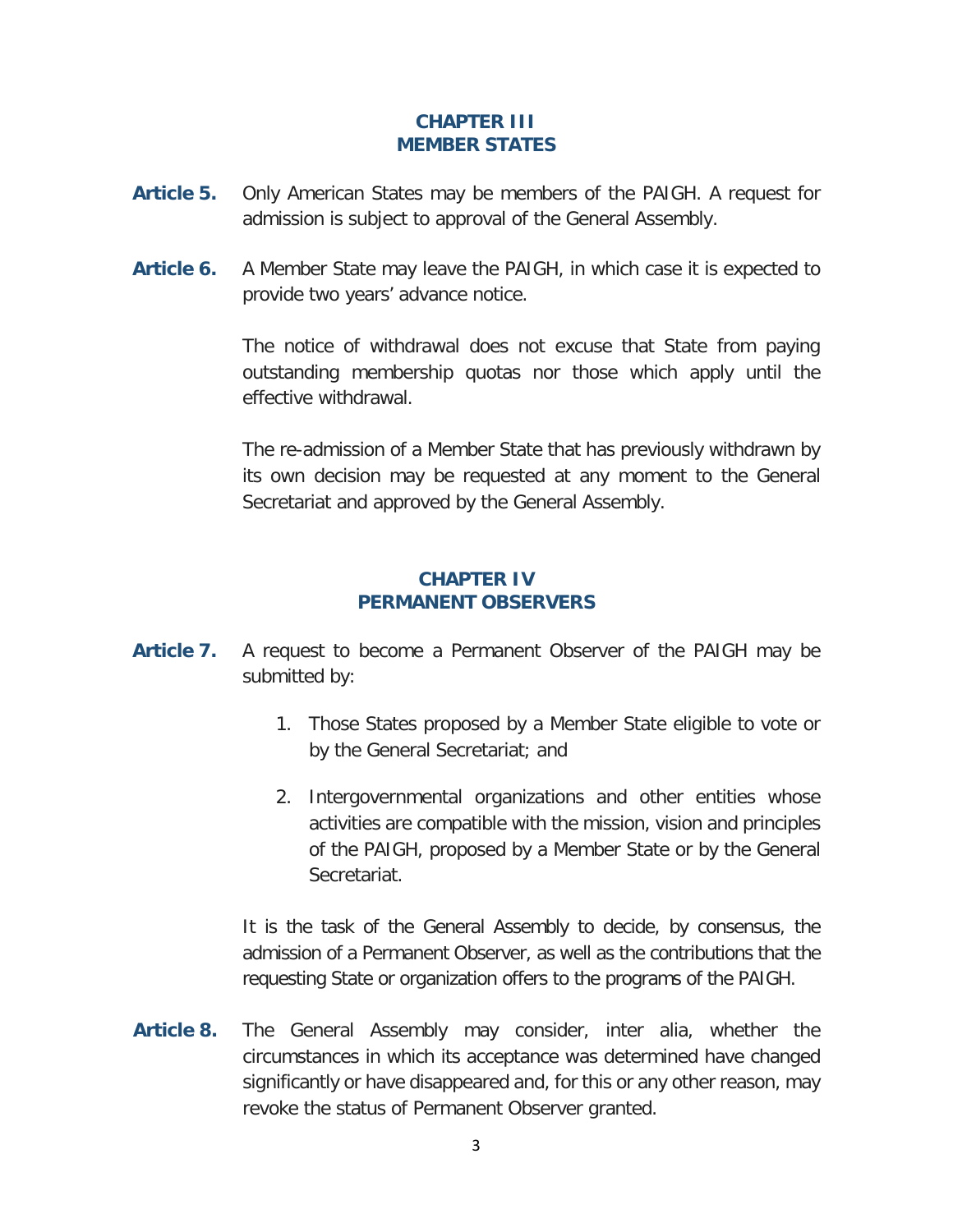## CHAPTER III
## MEMBER STATES

**Article 5.** Only American States may be members of the PAIGH. A request for admission is subject to approval of the General Assembly.

**Article 6.** A Member State may leave the PAIGH, in which case it is expected to provide two years' advance notice.

The notice of withdrawal does not excuse that State from paying outstanding membership quotas nor those which apply until the effective withdrawal.

The re-admission of a Member State that has previously withdrawn by its own decision may be requested at any moment to the General Secretariat and approved by the General Assembly.

## CHAPTER IV
## PERMANENT OBSERVERS

**Article 7.** A request to become a Permanent Observer of the PAIGH may be submitted by:

1. Those States proposed by a Member State eligible to vote or by the General Secretariat; and
2. Intergovernmental organizations and other entities whose activities are compatible with the mission, vision and principles of the PAIGH, proposed by a Member State or by the General Secretariat.

It is the task of the General Assembly to decide, by consensus, the admission of a Permanent Observer, as well as the contributions that the requesting State or organization offers to the programs of the PAIGH.

**Article 8.** The General Assembly may consider, inter alia, whether the circumstances in which its acceptance was determined have changed significantly or have disappeared and, for this or any other reason, may revoke the status of Permanent Observer granted.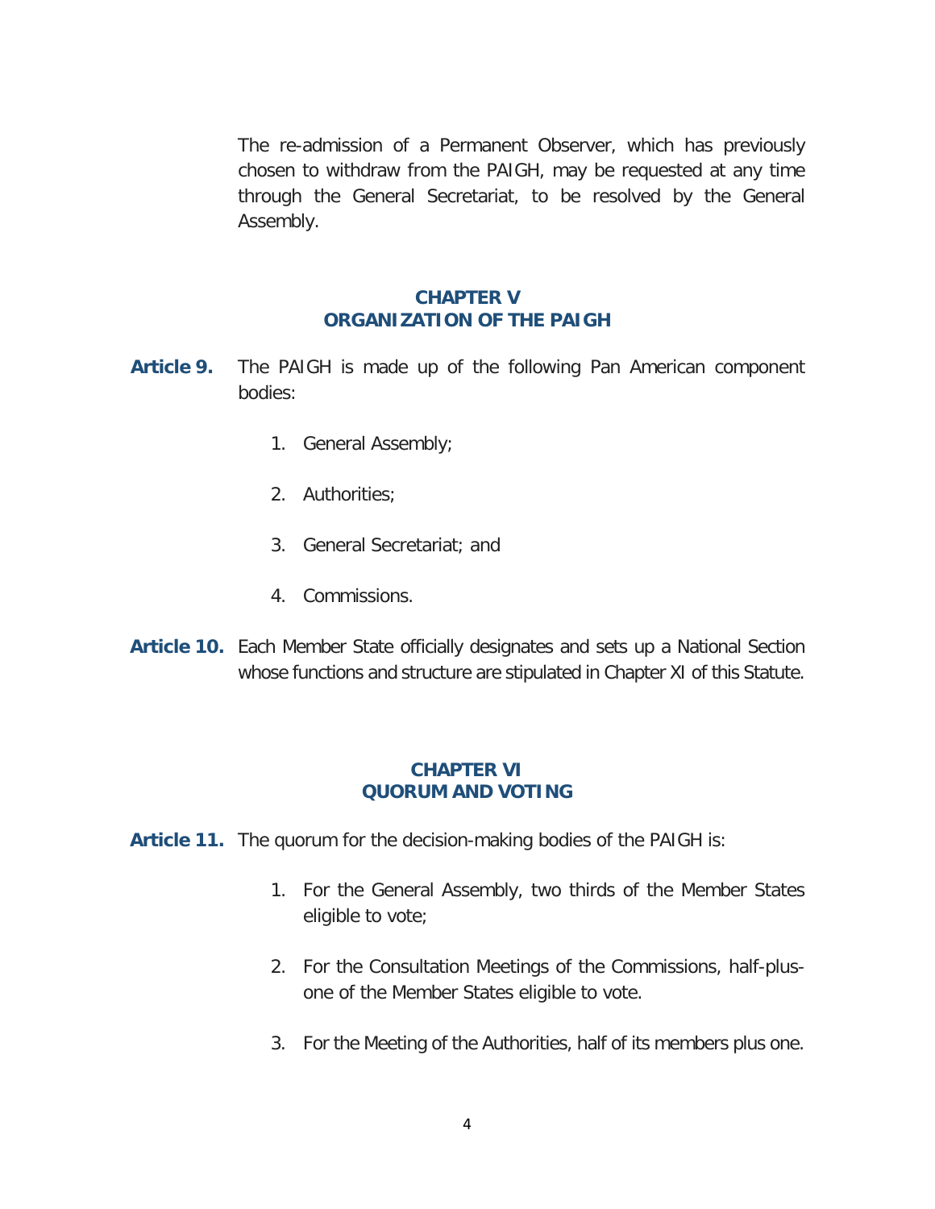The re-admission of a Permanent Observer, which has previously chosen to withdraw from the PAIGH, may be requested at any time through the General Secretariat, to be resolved by the General Assembly.

## CHAPTER V
## ORGANIZATION OF THE PAIGH

**Article 9.** The PAIGH is made up of the following Pan American component bodies:

1. General Assembly;
2. Authorities;
3. General Secretariat; and
4. Commissions.

**Article 10.** Each Member State officially designates and sets up a National Section whose functions and structure are stipulated in Chapter XI of this Statute.

## CHAPTER VI
## QUORUM AND VOTING

**Article 11.** The quorum for the decision-making bodies of the PAIGH is:

1. For the General Assembly, two thirds of the Member States eligible to vote;
2. For the Consultation Meetings of the Commissions, half-plus-one of the Member States eligible to vote.
3. For the Meeting of the Authorities, half of its members plus one.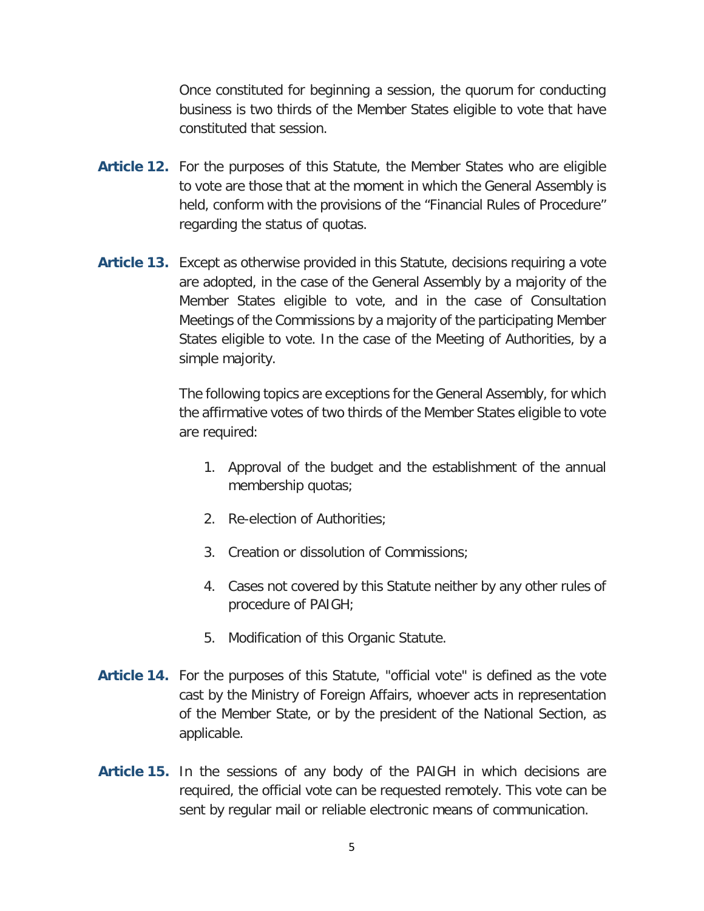Once constituted for beginning a session, the quorum for conducting business is two thirds of the Member States eligible to vote that have constituted that session.

**Article 12.** For the purposes of this Statute, the Member States who are eligible to vote are those that at the moment in which the General Assembly is held, conform with the provisions of the “Financial Rules of Procedure” regarding the status of quotas.

**Article 13.** Except as otherwise provided in this Statute, decisions requiring a vote are adopted, in the case of the General Assembly by a majority of the Member States eligible to vote, and in the case of Consultation Meetings of the Commissions by a majority of the participating Member States eligible to vote. In the case of the Meeting of Authorities, by a simple majority.

The following topics are exceptions for the General Assembly, for which the affirmative votes of two thirds of the Member States eligible to vote are required:

1. Approval of the budget and the establishment of the annual membership quotas;
2. Re-election of Authorities;
3. Creation or dissolution of Commissions;
4. Cases not covered by this Statute neither by any other rules of procedure of PAIGH;
5. Modification of this Organic Statute.

**Article 14.** For the purposes of this Statute, "official vote" is defined as the vote cast by the Ministry of Foreign Affairs, whoever acts in representation of the Member State, or by the president of the National Section, as applicable.

**Article 15.** In the sessions of any body of the PAIGH in which decisions are required, the official vote can be requested remotely. This vote can be sent by regular mail or reliable electronic means of communication.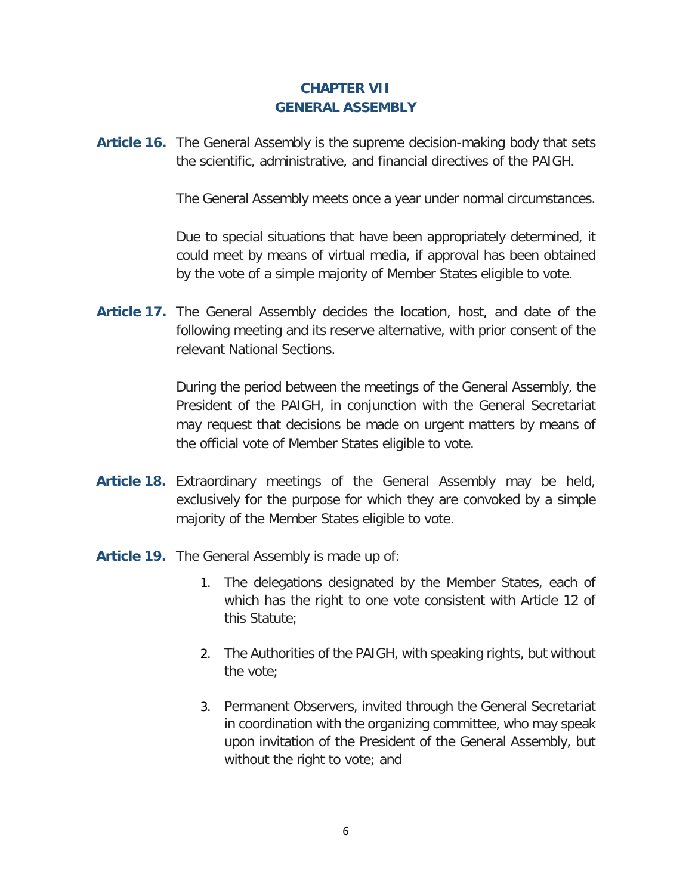## CHAPTER VII
## GENERAL ASSEMBLY

**Article 16.** The General Assembly is the supreme decision-making body that sets the scientific, administrative, and financial directives of the PAIGH.

The General Assembly meets once a year under normal circumstances.

Due to special situations that have been appropriately determined, it could meet by means of virtual media, if approval has been obtained by the vote of a simple majority of Member States eligible to vote.

**Article 17.** The General Assembly decides the location, host, and date of the following meeting and its reserve alternative, with prior consent of the relevant National Sections.

During the period between the meetings of the General Assembly, the President of the PAIGH, in conjunction with the General Secretariat may request that decisions be made on urgent matters by means of the official vote of Member States eligible to vote.

**Article 18.** Extraordinary meetings of the General Assembly may be held, exclusively for the purpose for which they are convoked by a simple majority of the Member States eligible to vote.

**Article 19.** The General Assembly is made up of:

1. The delegations designated by the Member States, each of which has the right to one vote consistent with Article 12 of this Statute;

2. The Authorities of the PAIGH, with speaking rights, but without the vote;

3. Permanent Observers, invited through the General Secretariat in coordination with the organizing committee, who may speak upon invitation of the President of the General Assembly, but without the right to vote; and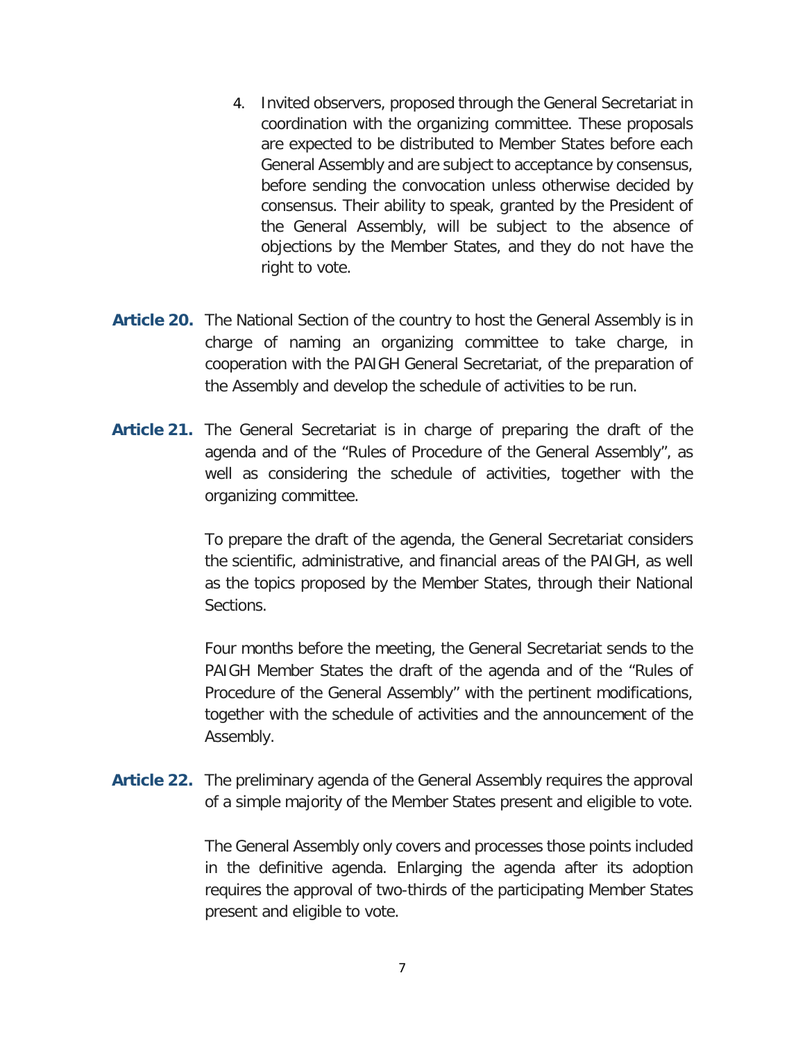4. Invited observers, proposed through the General Secretariat in coordination with the organizing committee. These proposals are expected to be distributed to Member States before each General Assembly and are subject to acceptance by consensus, before sending the convocation unless otherwise decided by consensus. Their ability to speak, granted by the President of the General Assembly, will be subject to the absence of objections by the Member States, and they do not have the right to vote.

**Article 20.** The National Section of the country to host the General Assembly is in charge of naming an organizing committee to take charge, in cooperation with the PAIGH General Secretariat, of the preparation of the Assembly and develop the schedule of activities to be run.

**Article 21.** The General Secretariat is in charge of preparing the draft of the agenda and of the "Rules of Procedure of the General Assembly", as well as considering the schedule of activities, together with the organizing committee.

To prepare the draft of the agenda, the General Secretariat considers the scientific, administrative, and financial areas of the PAIGH, as well as the topics proposed by the Member States, through their National Sections.

Four months before the meeting, the General Secretariat sends to the PAIGH Member States the draft of the agenda and of the "Rules of Procedure of the General Assembly" with the pertinent modifications, together with the schedule of activities and the announcement of the Assembly.

**Article 22.** The preliminary agenda of the General Assembly requires the approval of a simple majority of the Member States present and eligible to vote.

The General Assembly only covers and processes those points included in the definitive agenda. Enlarging the agenda after its adoption requires the approval of two-thirds of the participating Member States present and eligible to vote.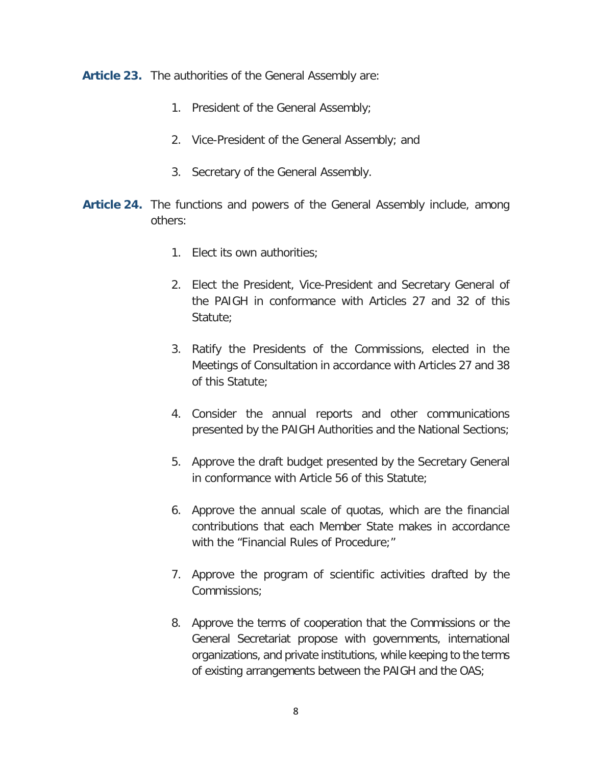**Article 23.** The authorities of the General Assembly are:

1. President of the General Assembly;
2. Vice-President of the General Assembly; and
3. Secretary of the General Assembly.

**Article 24.** The functions and powers of the General Assembly include, among others:

1. Elect its own authorities;
2. Elect the President, Vice-President and Secretary General of the PAIGH in conformance with Articles 27 and 32 of this Statute;
3. Ratify the Presidents of the Commissions, elected in the Meetings of Consultation in accordance with Articles 27 and 38 of this Statute;
4. Consider the annual reports and other communications presented by the PAIGH Authorities and the National Sections;
5. Approve the draft budget presented by the Secretary General in conformance with Article 56 of this Statute;
6. Approve the annual scale of quotas, which are the financial contributions that each Member State makes in accordance with the "Financial Rules of Procedure;"
7. Approve the program of scientific activities drafted by the Commissions;
8. Approve the terms of cooperation that the Commissions or the General Secretariat propose with governments, international organizations, and private institutions, while keeping to the terms of existing arrangements between the PAIGH and the OAS;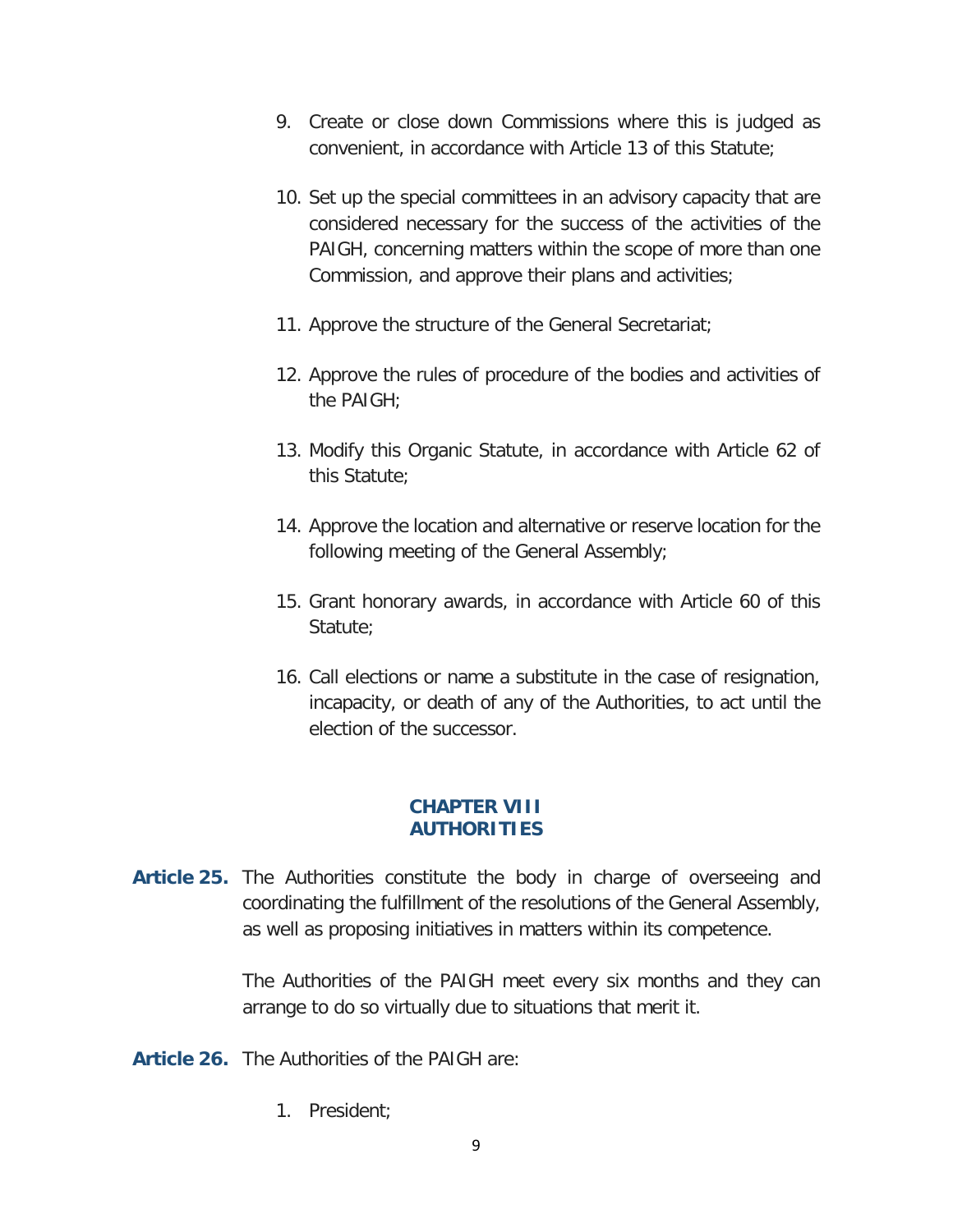9. Create or close down Commissions where this is judged as convenient, in accordance with Article 13 of this Statute;

10. Set up the special committees in an advisory capacity that are considered necessary for the success of the activities of the PAIGH, concerning matters within the scope of more than one Commission, and approve their plans and activities;

11. Approve the structure of the General Secretariat;

12. Approve the rules of procedure of the bodies and activities of the PAIGH;

13. Modify this Organic Statute, in accordance with Article 62 of this Statute;

14. Approve the location and alternative or reserve location for the following meeting of the General Assembly;

15. Grant honorary awards, in accordance with Article 60 of this Statute;

16. Call elections or name a substitute in the case of resignation, incapacity, or death of any of the Authorities, to act until the election of the successor.

## CHAPTER VIII
## AUTHORITIES

**Article 25.** The Authorities constitute the body in charge of overseeing and coordinating the fulfillment of the resolutions of the General Assembly, as well as proposing initiatives in matters within its competence.

The Authorities of the PAIGH meet every six months and they can arrange to do so virtually due to situations that merit it.

**Article 26.** The Authorities of the PAIGH are:

1. President;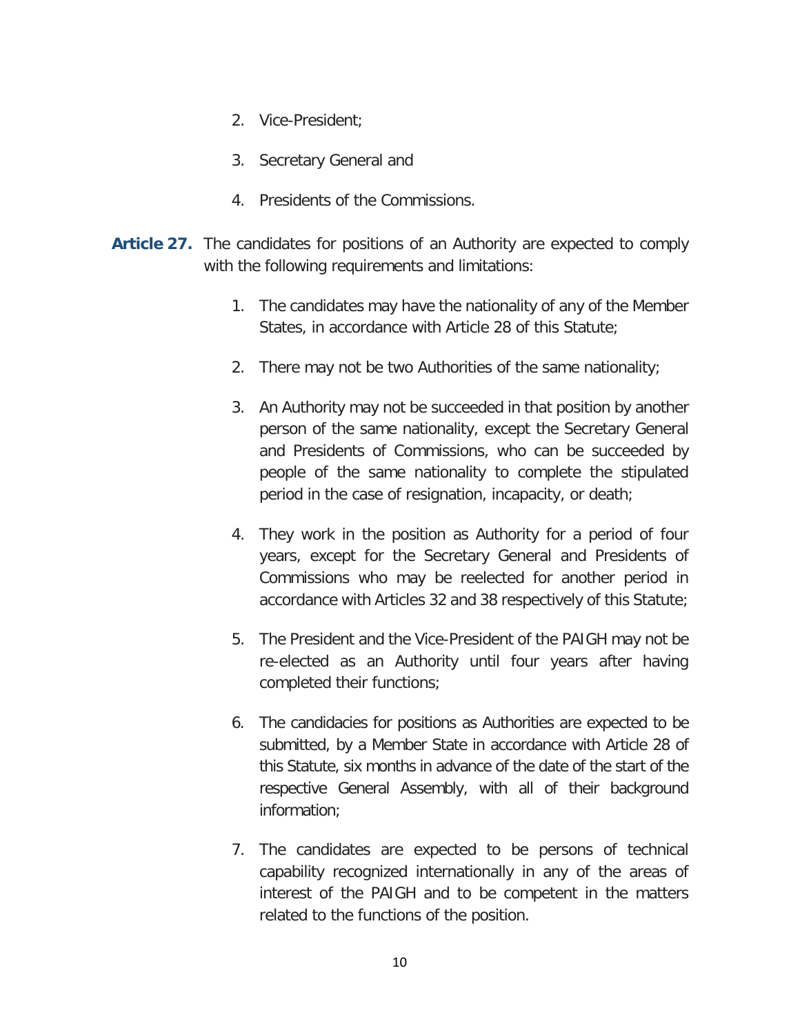2. Vice-President;

3. Secretary General and

4. Presidents of the Commissions.

**Article 27.** The candidates for positions of an Authority are expected to comply with the following requirements and limitations:

1. The candidates may have the nationality of any of the Member States, in accordance with Article 28 of this Statute;

2. There may not be two Authorities of the same nationality;

3. An Authority may not be succeeded in that position by another person of the same nationality, except the Secretary General and Presidents of Commissions, who can be succeeded by people of the same nationality to complete the stipulated period in the case of resignation, incapacity, or death;

4. They work in the position as Authority for a period of four years, except for the Secretary General and Presidents of Commissions who may be reelected for another period in accordance with Articles 32 and 38 respectively of this Statute;

5. The President and the Vice-President of the PAIGH may not be re-elected as an Authority until four years after having completed their functions;

6. The candidacies for positions as Authorities are expected to be submitted, by a Member State in accordance with Article 28 of this Statute, six months in advance of the date of the start of the respective General Assembly, with all of their background information;

7. The candidates are expected to be persons of technical capability recognized internationally in any of the areas of interest of the PAIGH and to be competent in the matters related to the functions of the position.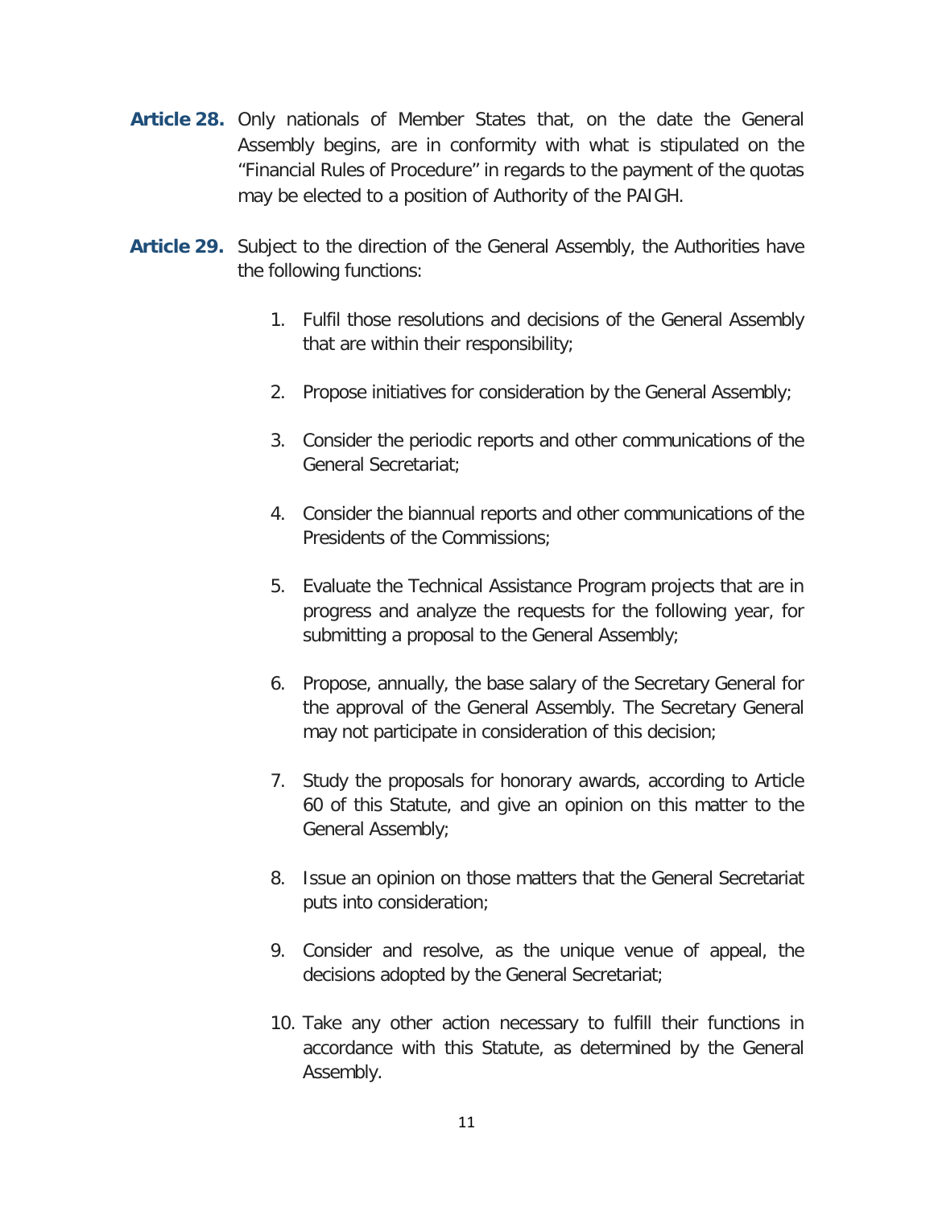**Article 28.** Only nationals of Member States that, on the date the General Assembly begins, are in conformity with what is stipulated on the "Financial Rules of Procedure" in regards to the payment of the quotas may be elected to a position of Authority of the PAIGH.

**Article 29.** Subject to the direction of the General Assembly, the Authorities have the following functions:

1. Fulfil those resolutions and decisions of the General Assembly that are within their responsibility;
2. Propose initiatives for consideration by the General Assembly;
3. Consider the periodic reports and other communications of the General Secretariat;
4. Consider the biannual reports and other communications of the Presidents of the Commissions;
5. Evaluate the Technical Assistance Program projects that are in progress and analyze the requests for the following year, for submitting a proposal to the General Assembly;
6. Propose, annually, the base salary of the Secretary General for the approval of the General Assembly. The Secretary General may not participate in consideration of this decision;
7. Study the proposals for honorary awards, according to Article 60 of this Statute, and give an opinion on this matter to the General Assembly;
8. Issue an opinion on those matters that the General Secretariat puts into consideration;
9. Consider and resolve, as the unique venue of appeal, the decisions adopted by the General Secretariat;
10. Take any other action necessary to fulfill their functions in accordance with this Statute, as determined by the General Assembly.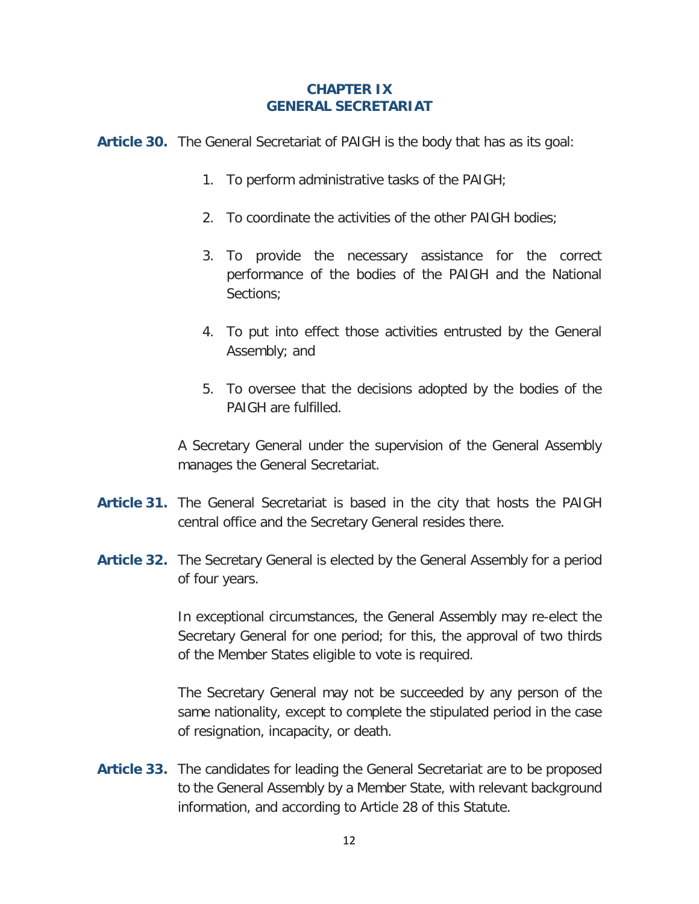## CHAPTER IX
## GENERAL SECRETARIAT

**Article 30.** The General Secretariat of PAIGH is the body that has as its goal:

1. To perform administrative tasks of the PAIGH;
2. To coordinate the activities of the other PAIGH bodies;
3. To provide the necessary assistance for the correct performance of the bodies of the PAIGH and the National Sections;
4. To put into effect those activities entrusted by the General Assembly; and
5. To oversee that the decisions adopted by the bodies of the PAIGH are fulfilled.

A Secretary General under the supervision of the General Assembly manages the General Secretariat.

**Article 31.** The General Secretariat is based in the city that hosts the PAIGH central office and the Secretary General resides there.

**Article 32.** The Secretary General is elected by the General Assembly for a period of four years.

In exceptional circumstances, the General Assembly may re-elect the Secretary General for one period; for this, the approval of two thirds of the Member States eligible to vote is required.

The Secretary General may not be succeeded by any person of the same nationality, except to complete the stipulated period in the case of resignation, incapacity, or death.

**Article 33.** The candidates for leading the General Secretariat are to be proposed to the General Assembly by a Member State, with relevant background information, and according to Article 28 of this Statute.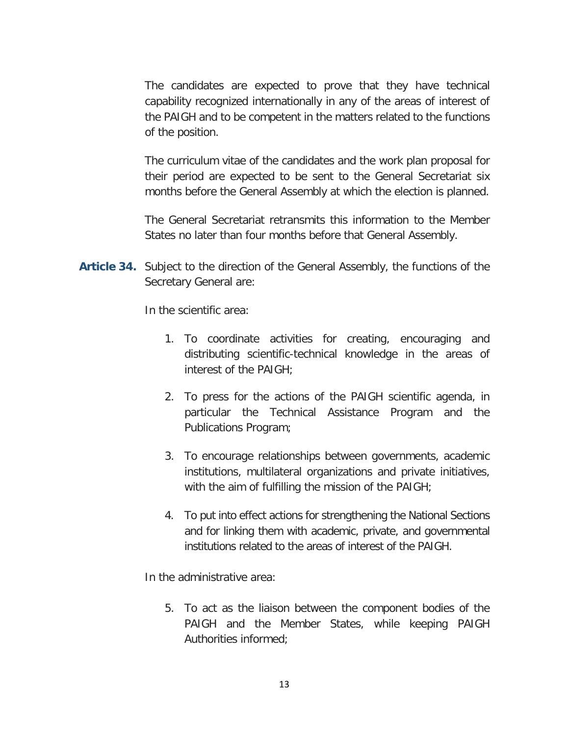The candidates are expected to prove that they have technical capability recognized internationally in any of the areas of interest of the PAIGH and to be competent in the matters related to the functions of the position.

The curriculum vitae of the candidates and the work plan proposal for their period are expected to be sent to the General Secretariat six months before the General Assembly at which the election is planned.

The General Secretariat retransmits this information to the Member States no later than four months before that General Assembly.

**Article 34.** Subject to the direction of the General Assembly, the functions of the Secretary General are:

In the scientific area:

1. To coordinate activities for creating, encouraging and distributing scientific-technical knowledge in the areas of interest of the PAIGH;

2. To press for the actions of the PAIGH scientific agenda, in particular the Technical Assistance Program and the Publications Program;

3. To encourage relationships between governments, academic institutions, multilateral organizations and private initiatives, with the aim of fulfilling the mission of the PAIGH;

4. To put into effect actions for strengthening the National Sections and for linking them with academic, private, and governmental institutions related to the areas of interest of the PAIGH.

In the administrative area:

5. To act as the liaison between the component bodies of the PAIGH and the Member States, while keeping PAIGH Authorities informed;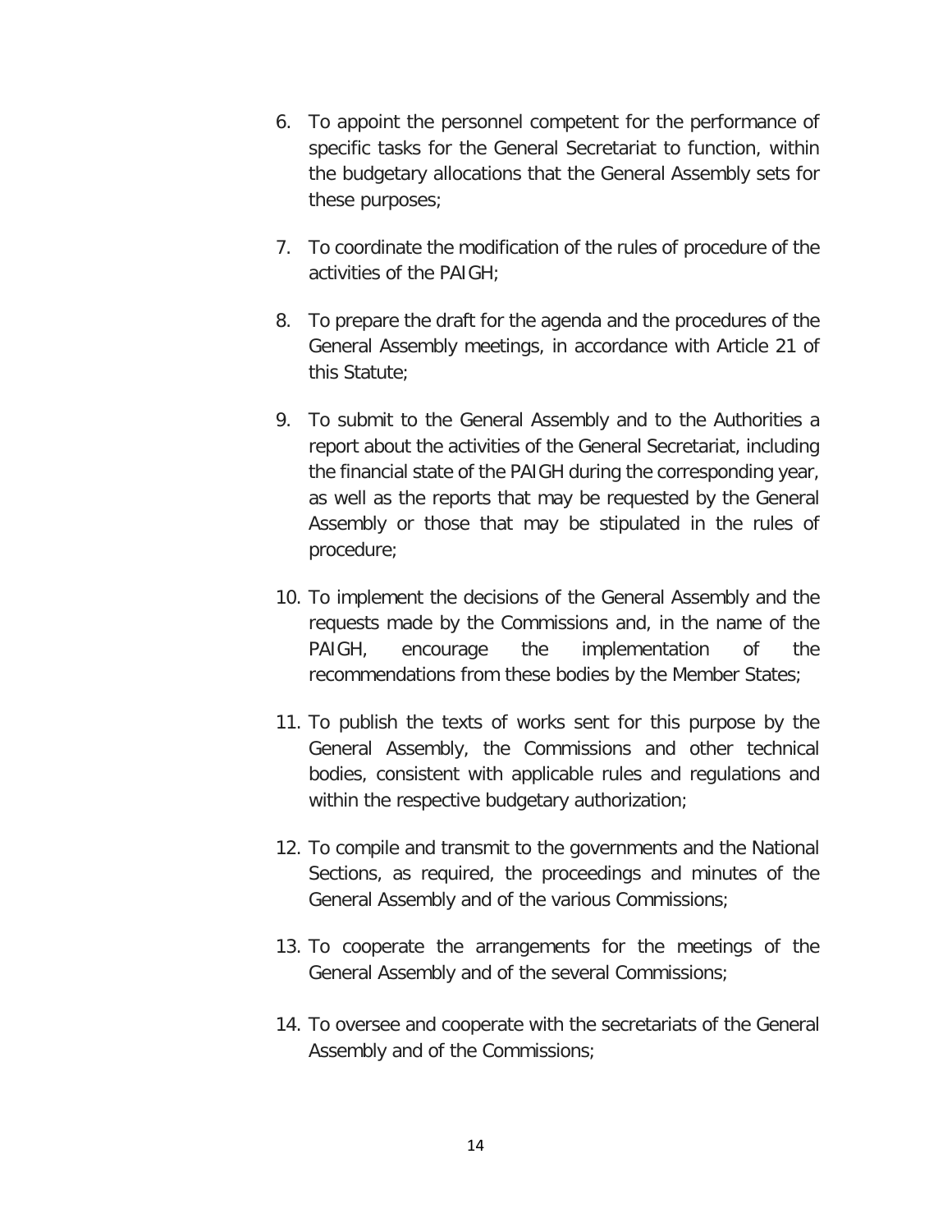6. To appoint the personnel competent for the performance of specific tasks for the General Secretariat to function, within the budgetary allocations that the General Assembly sets for these purposes;

7. To coordinate the modification of the rules of procedure of the activities of the PAIGH;

8. To prepare the draft for the agenda and the procedures of the General Assembly meetings, in accordance with Article 21 of this Statute;

9. To submit to the General Assembly and to the Authorities a report about the activities of the General Secretariat, including the financial state of the PAIGH during the corresponding year, as well as the reports that may be requested by the General Assembly or those that may be stipulated in the rules of procedure;

10. To implement the decisions of the General Assembly and the requests made by the Commissions and, in the name of the PAIGH, encourage the implementation of the recommendations from these bodies by the Member States;

11. To publish the texts of works sent for this purpose by the General Assembly, the Commissions and other technical bodies, consistent with applicable rules and regulations and within the respective budgetary authorization;

12. To compile and transmit to the governments and the National Sections, as required, the proceedings and minutes of the General Assembly and of the various Commissions;

13. To cooperate the arrangements for the meetings of the General Assembly and of the several Commissions;

14. To oversee and cooperate with the secretariats of the General Assembly and of the Commissions;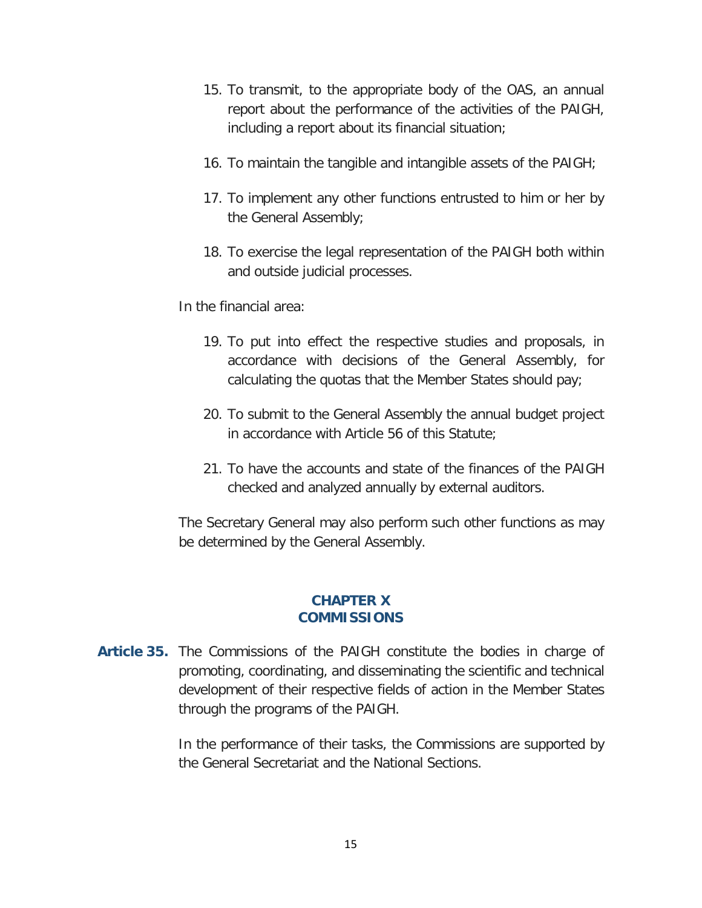15. To transmit, to the appropriate body of the OAS, an annual report about the performance of the activities of the PAIGH, including a report about its financial situation;

16. To maintain the tangible and intangible assets of the PAIGH;

17. To implement any other functions entrusted to him or her by the General Assembly;

18. To exercise the legal representation of the PAIGH both within and outside judicial processes.

In the financial area:

19. To put into effect the respective studies and proposals, in accordance with decisions of the General Assembly, for calculating the quotas that the Member States should pay;

20. To submit to the General Assembly the annual budget project in accordance with Article 56 of this Statute;

21. To have the accounts and state of the finances of the PAIGH checked and analyzed annually by external auditors.

The Secretary General may also perform such other functions as may be determined by the General Assembly.

## CHAPTER X
## COMMISSIONS

**Article 35.** The Commissions of the PAIGH constitute the bodies in charge of promoting, coordinating, and disseminating the scientific and technical development of their respective fields of action in the Member States through the programs of the PAIGH.

In the performance of their tasks, the Commissions are supported by the General Secretariat and the National Sections.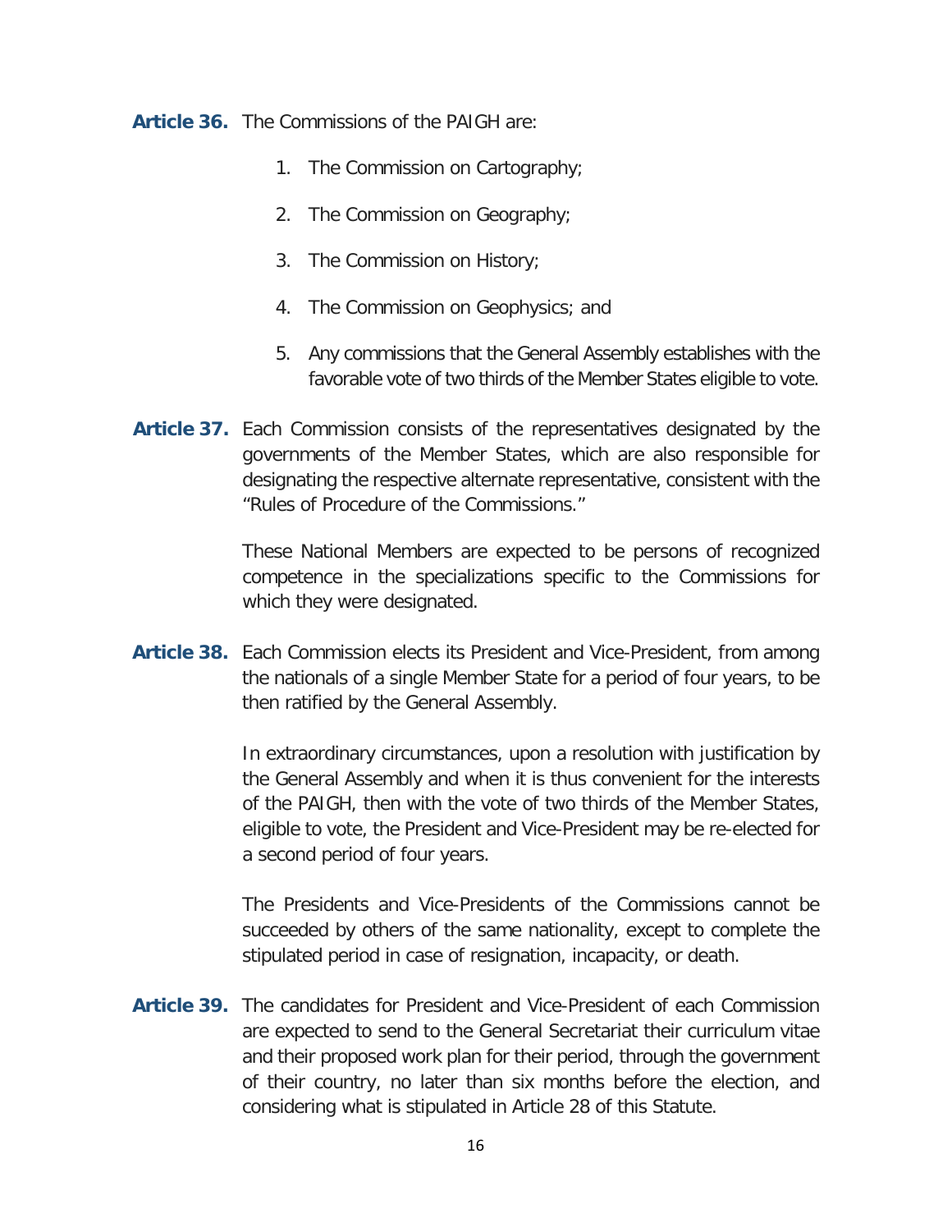**Article 36.** The Commissions of the PAIGH are:

1. The Commission on Cartography;
2. The Commission on Geography;
3. The Commission on History;
4. The Commission on Geophysics; and
5. Any commissions that the General Assembly establishes with the favorable vote of two thirds of the Member States eligible to vote.

**Article 37.** Each Commission consists of the representatives designated by the governments of the Member States, which are also responsible for designating the respective alternate representative, consistent with the "Rules of Procedure of the Commissions."

These National Members are expected to be persons of recognized competence in the specializations specific to the Commissions for which they were designated.

**Article 38.** Each Commission elects its President and Vice-President, from among the nationals of a single Member State for a period of four years, to be then ratified by the General Assembly.

In extraordinary circumstances, upon a resolution with justification by the General Assembly and when it is thus convenient for the interests of the PAIGH, then with the vote of two thirds of the Member States, eligible to vote, the President and Vice-President may be re-elected for a second period of four years.

The Presidents and Vice-Presidents of the Commissions cannot be succeeded by others of the same nationality, except to complete the stipulated period in case of resignation, incapacity, or death.

**Article 39.** The candidates for President and Vice-President of each Commission are expected to send to the General Secretariat their curriculum vitae and their proposed work plan for their period, through the government of their country, no later than six months before the election, and considering what is stipulated in Article 28 of this Statute.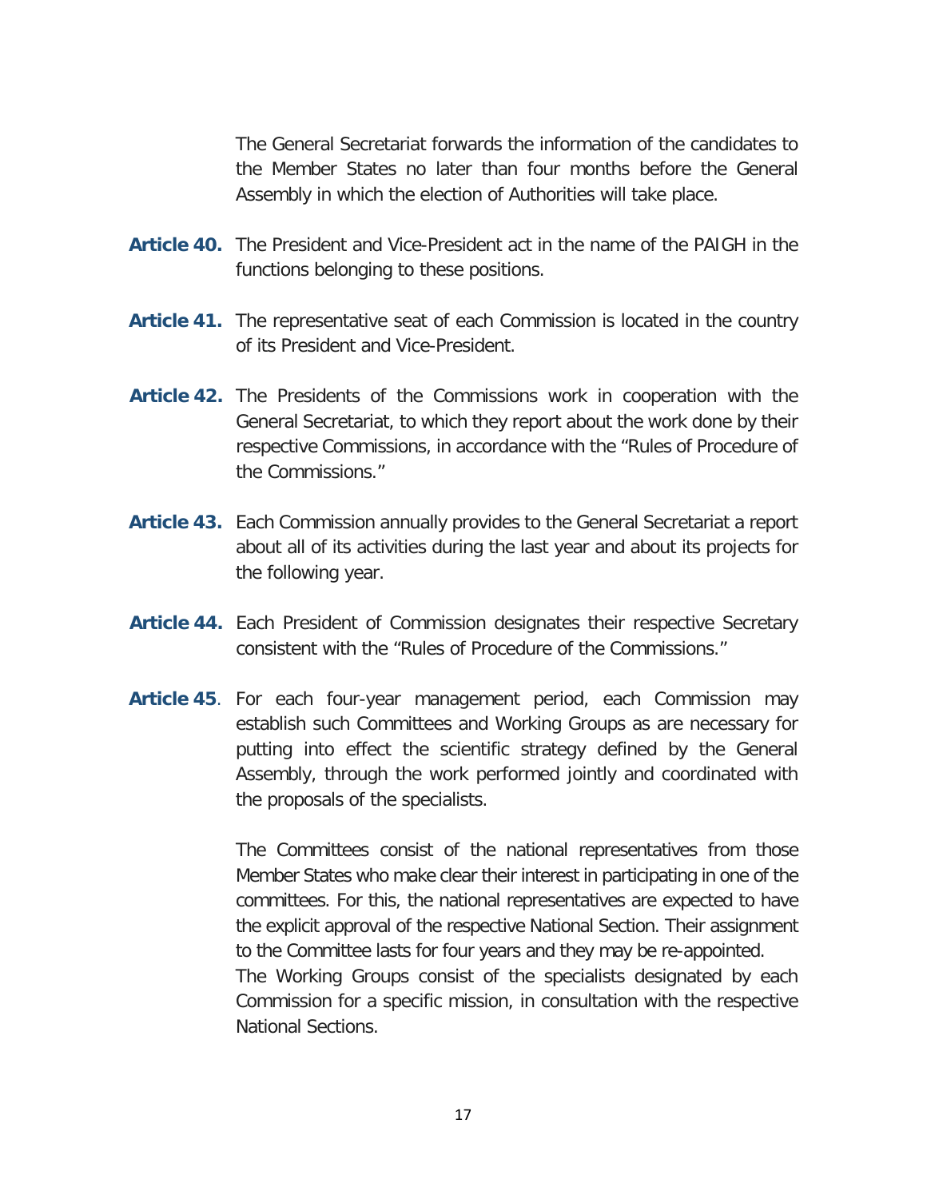The General Secretariat forwards the information of the candidates to the Member States no later than four months before the General Assembly in which the election of Authorities will take place.

**Article 40.** The President and Vice-President act in the name of the PAIGH in the functions belonging to these positions.

**Article 41.** The representative seat of each Commission is located in the country of its President and Vice-President.

**Article 42.** The Presidents of the Commissions work in cooperation with the General Secretariat, to which they report about the work done by their respective Commissions, in accordance with the "Rules of Procedure of the Commissions."

**Article 43.** Each Commission annually provides to the General Secretariat a report about all of its activities during the last year and about its projects for the following year.

**Article 44.** Each President of Commission designates their respective Secretary consistent with the "Rules of Procedure of the Commissions."

**Article 45**. For each four-year management period, each Commission may establish such Committees and Working Groups as are necessary for putting into effect the scientific strategy defined by the General Assembly, through the work performed jointly and coordinated with the proposals of the specialists.

The Committees consist of the national representatives from those Member States who make clear their interest in participating in one of the committees. For this, the national representatives are expected to have the explicit approval of the respective National Section. Their assignment to the Committee lasts for four years and they may be re-appointed.

The Working Groups consist of the specialists designated by each Commission for a specific mission, in consultation with the respective National Sections.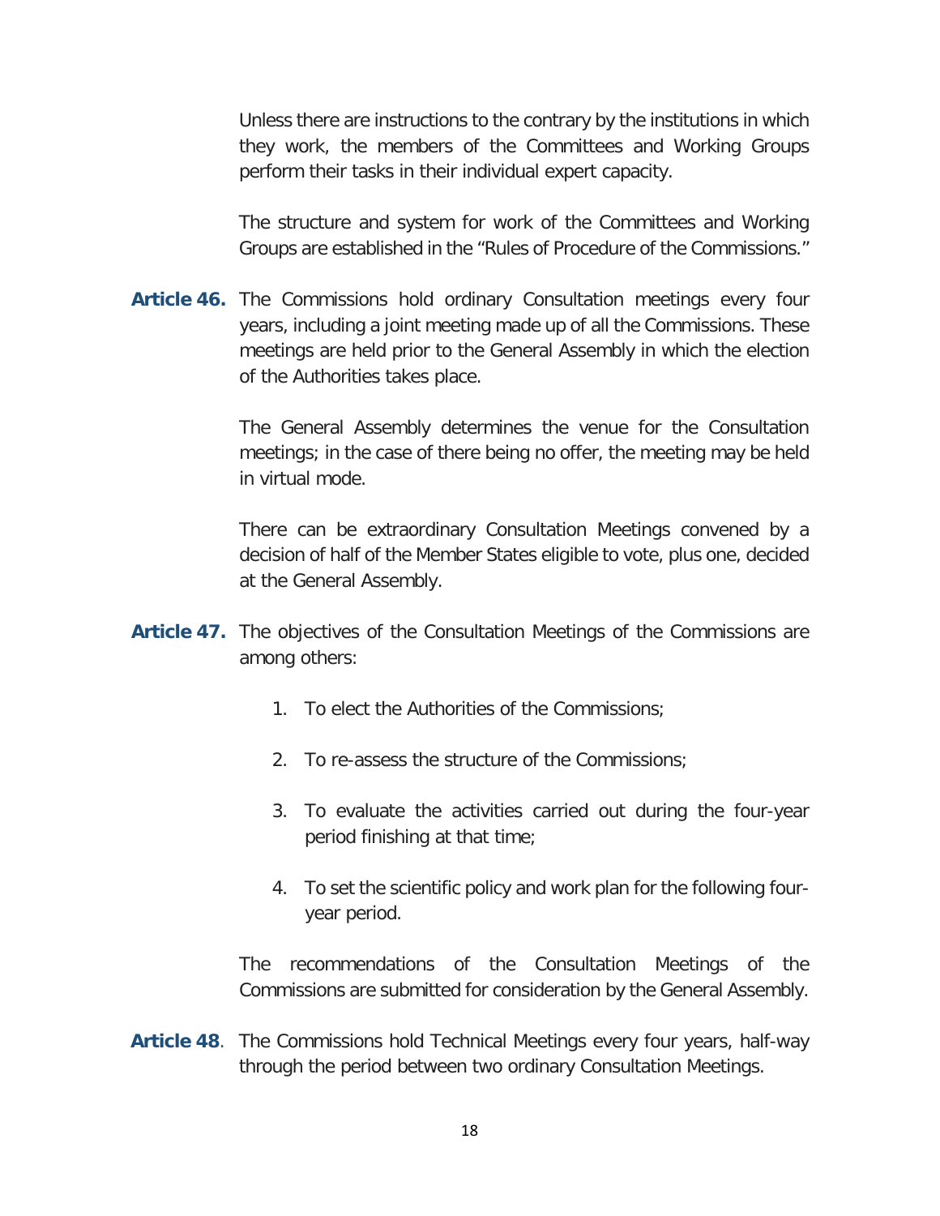Unless there are instructions to the contrary by the institutions in which they work, the members of the Committees and Working Groups perform their tasks in their individual expert capacity.

The structure and system for work of the Committees and Working Groups are established in the "Rules of Procedure of the Commissions."

**Article 46.** The Commissions hold ordinary Consultation meetings every four years, including a joint meeting made up of all the Commissions. These meetings are held prior to the General Assembly in which the election of the Authorities takes place.

The General Assembly determines the venue for the Consultation meetings; in the case of there being no offer, the meeting may be held in virtual mode.

There can be extraordinary Consultation Meetings convened by a decision of half of the Member States eligible to vote, plus one, decided at the General Assembly.

**Article 47.** The objectives of the Consultation Meetings of the Commissions are among others:

1. To elect the Authorities of the Commissions;
2. To re-assess the structure of the Commissions;
3. To evaluate the activities carried out during the four-year period finishing at that time;
4. To set the scientific policy and work plan for the following four-year period.

The recommendations of the Consultation Meetings of the Commissions are submitted for consideration by the General Assembly.

**Article 48**. The Commissions hold Technical Meetings every four years, half-way through the period between two ordinary Consultation Meetings.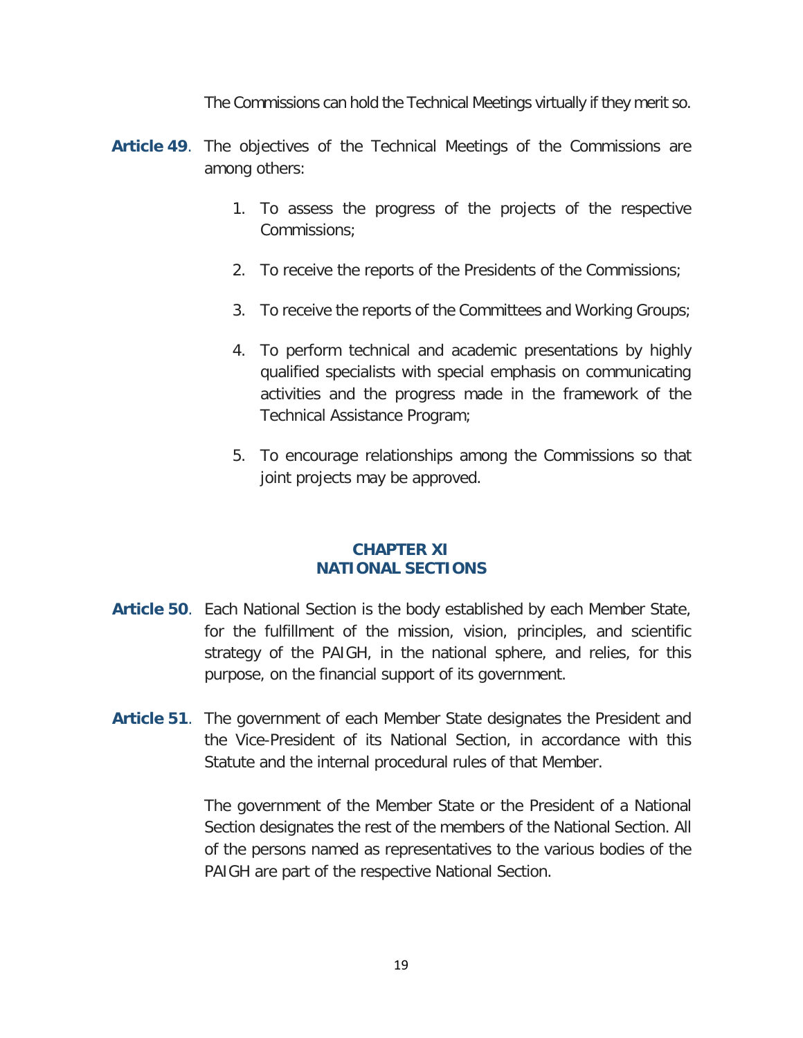The Commissions can hold the Technical Meetings virtually if they merit so.

**Article 49**. The objectives of the Technical Meetings of the Commissions are among others:

1. To assess the progress of the projects of the respective Commissions;

2. To receive the reports of the Presidents of the Commissions;

3. To receive the reports of the Committees and Working Groups;

4. To perform technical and academic presentations by highly qualified specialists with special emphasis on communicating activities and the progress made in the framework of the Technical Assistance Program;

5. To encourage relationships among the Commissions so that joint projects may be approved.

## CHAPTER XI
## NATIONAL SECTIONS

**Article 50**. Each National Section is the body established by each Member State, for the fulfillment of the mission, vision, principles, and scientific strategy of the PAIGH, in the national sphere, and relies, for this purpose, on the financial support of its government.

**Article 51**. The government of each Member State designates the President and the Vice-President of its National Section, in accordance with this Statute and the internal procedural rules of that Member.

The government of the Member State or the President of a National Section designates the rest of the members of the National Section. All of the persons named as representatives to the various bodies of the PAIGH are part of the respective National Section.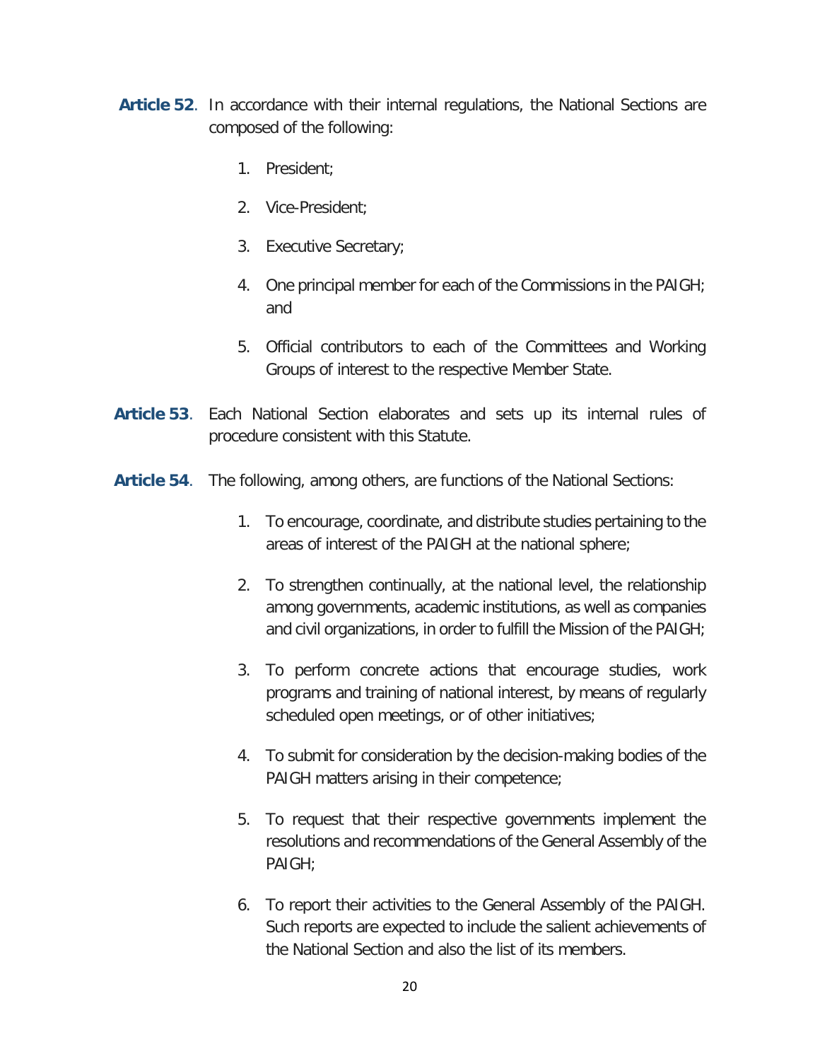**Article 52**. In accordance with their internal regulations, the National Sections are composed of the following:

1. President;
2. Vice-President;
3. Executive Secretary;
4. One principal member for each of the Commissions in the PAIGH; and
5. Official contributors to each of the Committees and Working Groups of interest to the respective Member State.

**Article 53**. Each National Section elaborates and sets up its internal rules of procedure consistent with this Statute.

**Article 54**. The following, among others, are functions of the National Sections:

1. To encourage, coordinate, and distribute studies pertaining to the areas of interest of the PAIGH at the national sphere;
2. To strengthen continually, at the national level, the relationship among governments, academic institutions, as well as companies and civil organizations, in order to fulfill the Mission of the PAIGH;
3. To perform concrete actions that encourage studies, work programs and training of national interest, by means of regularly scheduled open meetings, or of other initiatives;
4. To submit for consideration by the decision-making bodies of the PAIGH matters arising in their competence;
5. To request that their respective governments implement the resolutions and recommendations of the General Assembly of the PAIGH;
6. To report their activities to the General Assembly of the PAIGH. Such reports are expected to include the salient achievements of the National Section and also the list of its members.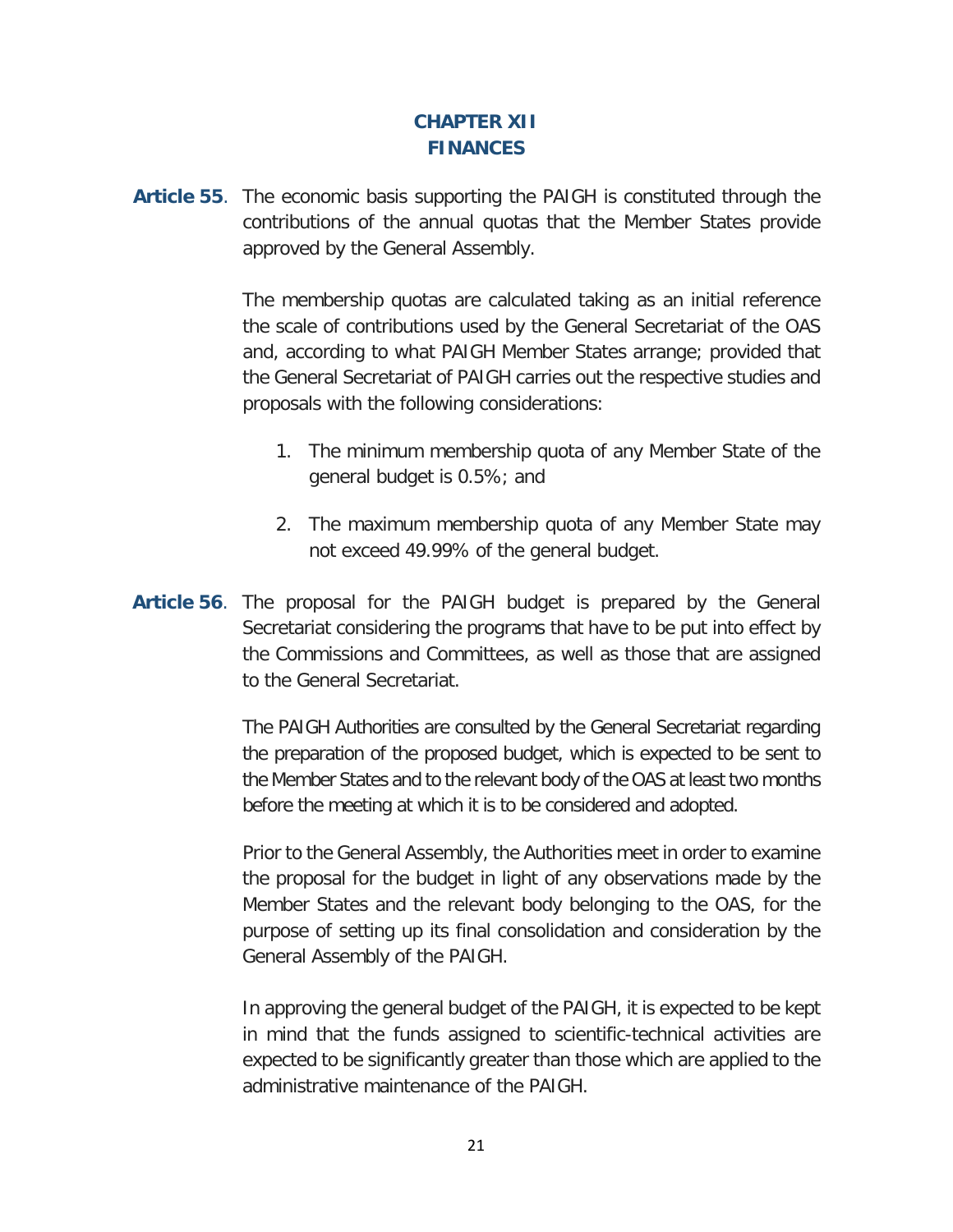## CHAPTER XII
## FINANCES

**Article 55**. The economic basis supporting the PAIGH is constituted through the contributions of the annual quotas that the Member States provide approved by the General Assembly.

The membership quotas are calculated taking as an initial reference the scale of contributions used by the General Secretariat of the OAS and, according to what PAIGH Member States arrange; provided that the General Secretariat of PAIGH carries out the respective studies and proposals with the following considerations:

1. The minimum membership quota of any Member State of the general budget is 0.5%; and
2. The maximum membership quota of any Member State may not exceed 49.99% of the general budget.

**Article 56**. The proposal for the PAIGH budget is prepared by the General Secretariat considering the programs that have to be put into effect by the Commissions and Committees, as well as those that are assigned to the General Secretariat.

The PAIGH Authorities are consulted by the General Secretariat regarding the preparation of the proposed budget, which is expected to be sent to the Member States and to the relevant body of the OAS at least two months before the meeting at which it is to be considered and adopted.

Prior to the General Assembly, the Authorities meet in order to examine the proposal for the budget in light of any observations made by the Member States and the relevant body belonging to the OAS, for the purpose of setting up its final consolidation and consideration by the General Assembly of the PAIGH.

In approving the general budget of the PAIGH, it is expected to be kept in mind that the funds assigned to scientific-technical activities are expected to be significantly greater than those which are applied to the administrative maintenance of the PAIGH.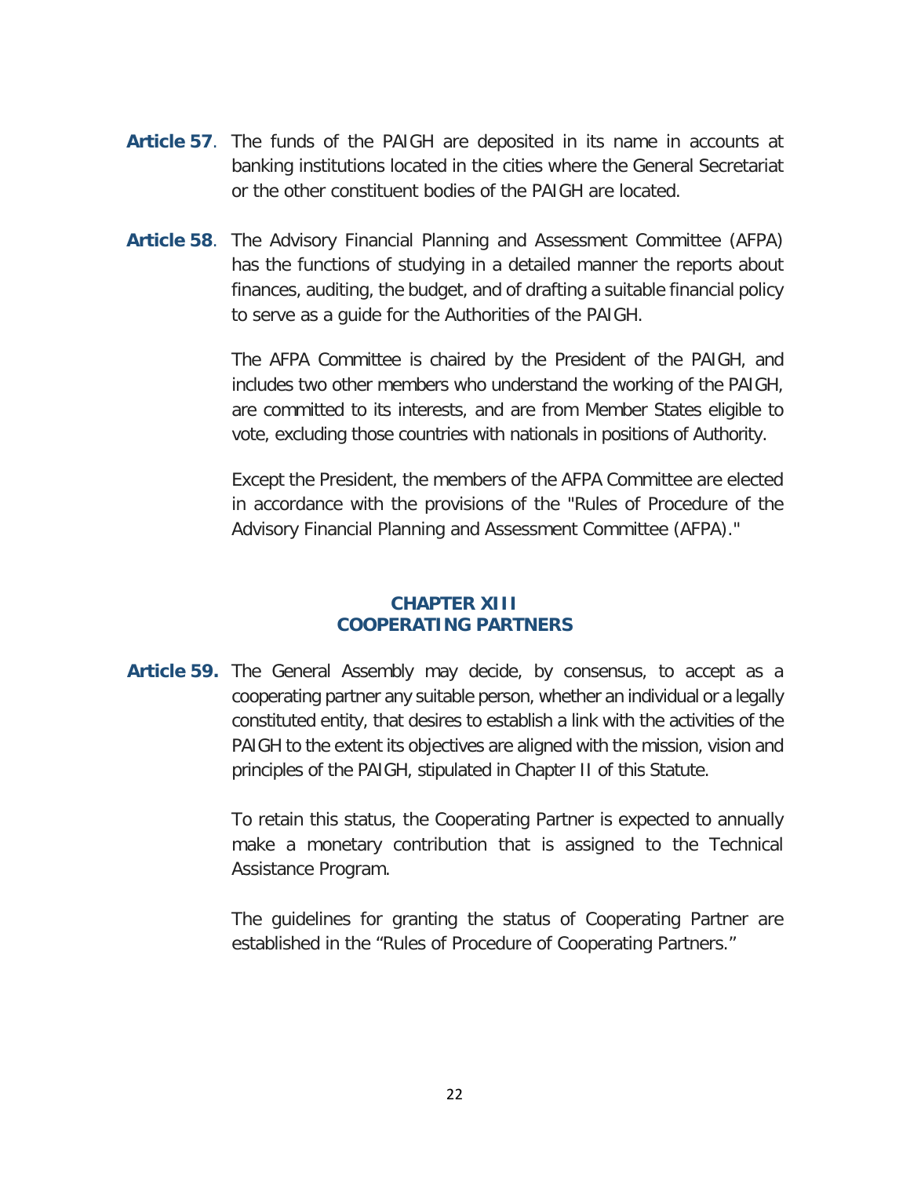**Article 57**. The funds of the PAIGH are deposited in its name in accounts at banking institutions located in the cities where the General Secretariat or the other constituent bodies of the PAIGH are located.

**Article 58**. The Advisory Financial Planning and Assessment Committee (AFPA) has the functions of studying in a detailed manner the reports about finances, auditing, the budget, and of drafting a suitable financial policy to serve as a guide for the Authorities of the PAIGH.

The AFPA Committee is chaired by the President of the PAIGH, and includes two other members who understand the working of the PAIGH, are committed to its interests, and are from Member States eligible to vote, excluding those countries with nationals in positions of Authority.

Except the President, the members of the AFPA Committee are elected in accordance with the provisions of the "Rules of Procedure of the Advisory Financial Planning and Assessment Committee (AFPA)."

## CHAPTER XIII
## COOPERATING PARTNERS

**Article 59.** The General Assembly may decide, by consensus, to accept as a cooperating partner any suitable person, whether an individual or a legally constituted entity, that desires to establish a link with the activities of the PAIGH to the extent its objectives are aligned with the mission, vision and principles of the PAIGH, stipulated in Chapter II of this Statute.

To retain this status, the Cooperating Partner is expected to annually make a monetary contribution that is assigned to the Technical Assistance Program.

The guidelines for granting the status of Cooperating Partner are established in the "Rules of Procedure of Cooperating Partners."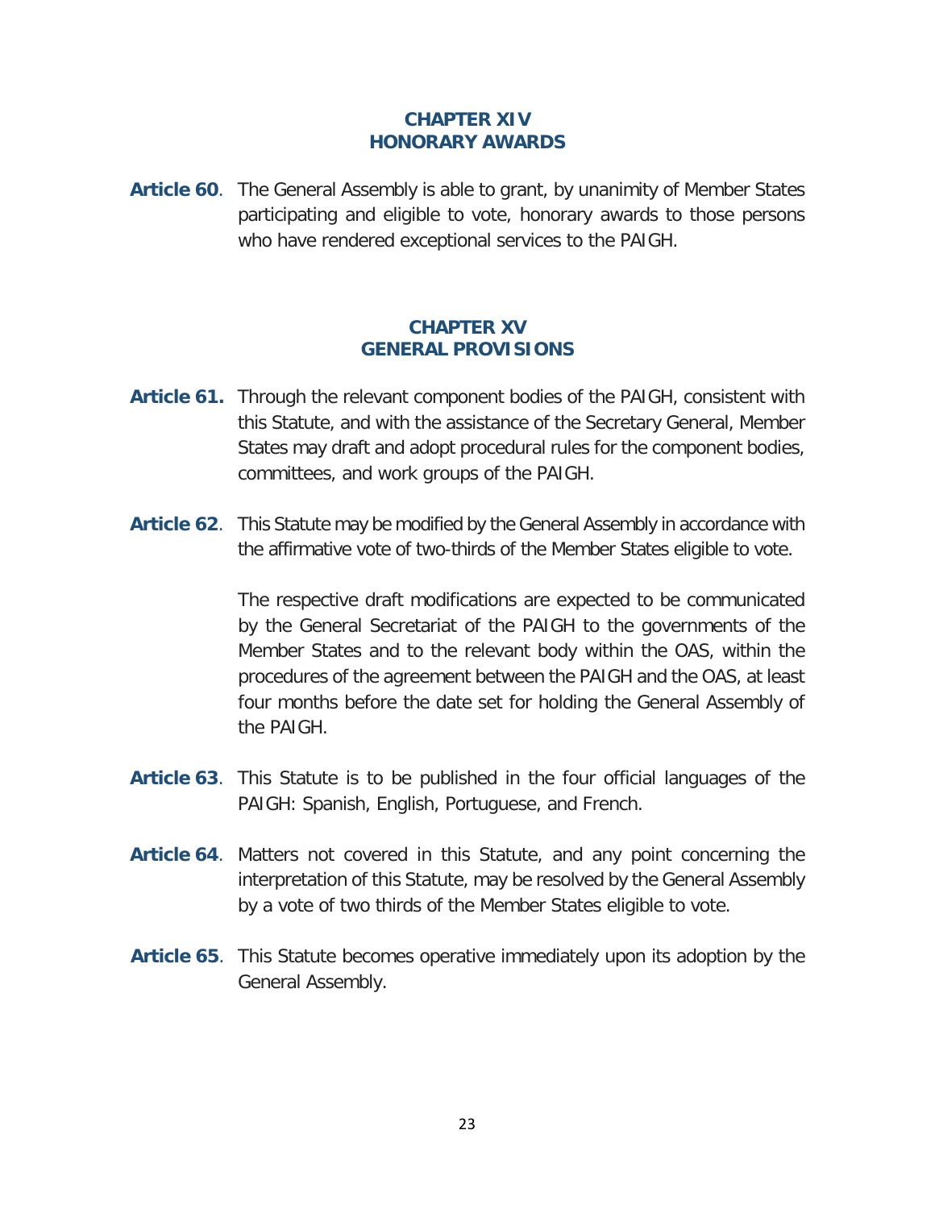## CHAPTER XIV
## HONORARY AWARDS

**Article 60**. The General Assembly is able to grant, by unanimity of Member States participating and eligible to vote, honorary awards to those persons who have rendered exceptional services to the PAIGH.

## CHAPTER XV
## GENERAL PROVISIONS

**Article 61.** Through the relevant component bodies of the PAIGH, consistent with this Statute, and with the assistance of the Secretary General, Member States may draft and adopt procedural rules for the component bodies, committees, and work groups of the PAIGH.

**Article 62**. This Statute may be modified by the General Assembly in accordance with the affirmative vote of two-thirds of the Member States eligible to vote.

The respective draft modifications are expected to be communicated by the General Secretariat of the PAIGH to the governments of the Member States and to the relevant body within the OAS, within the procedures of the agreement between the PAIGH and the OAS, at least four months before the date set for holding the General Assembly of the PAIGH.

**Article 63**. This Statute is to be published in the four official languages of the PAIGH: Spanish, English, Portuguese, and French.

**Article 64**. Matters not covered in this Statute, and any point concerning the interpretation of this Statute, may be resolved by the General Assembly by a vote of two thirds of the Member States eligible to vote.

**Article 65**. This Statute becomes operative immediately upon its adoption by the General Assembly.